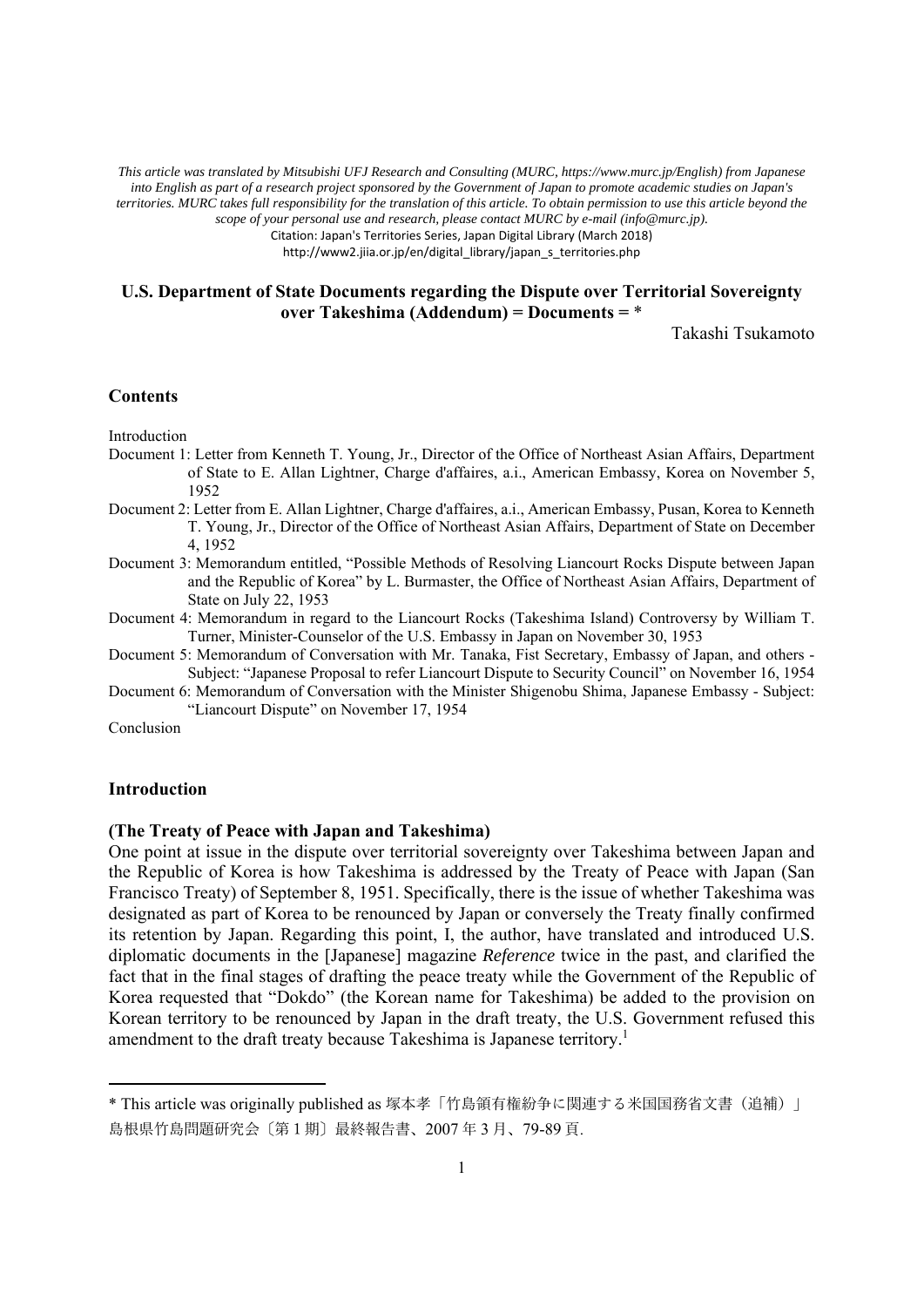*This article was translated by Mitsubishi UFJ Research and Consulting (MURC, https://www.murc.jp/English) from Japanese into English as part of a research project sponsored by the Government of Japan to promote academic studies on Japan's territories. MURC takes full responsibility for the translation of this article. To obtain permission to use this article beyond the scope of your personal use and research, please contact MURC by e-mail (info@murc.jp).*

Citation: Japan's Territories Series, Japan Digital Library (March 2018)
http://www2.jiia.or.jp/en/digital_library/japan_s_territories.php

# U.S. Department of State Documents regarding the Dispute over Territorial Sovereignty over Takeshima (Addendum) = Documents = *

Takashi Tsukamoto

## Contents

Introduction

Document 1: Letter from Kenneth T. Young, Jr., Director of the Office of Northeast Asian Affairs, Department of State to E. Allan Lightner, Charge d'affaires, a.i., American Embassy, Korea on November 5, 1952

Document 2: Letter from E. Allan Lightner, Charge d'affaires, a.i., American Embassy, Pusan, Korea to Kenneth T. Young, Jr., Director of the Office of Northeast Asian Affairs, Department of State on December 4, 1952

Document 3: Memorandum entitled, "Possible Methods of Resolving Liancourt Rocks Dispute between Japan and the Republic of Korea" by L. Burmaster, the Office of Northeast Asian Affairs, Department of State on July 22, 1953

Document 4: Memorandum in regard to the Liancourt Rocks (Takeshima Island) Controversy by William T. Turner, Minister-Counselor of the U.S. Embassy in Japan on November 30, 1953

Document 5: Memorandum of Conversation with Mr. Tanaka, Fist Secretary, Embassy of Japan, and others - Subject: "Japanese Proposal to refer Liancourt Dispute to Security Council" on November 16, 1954

Document 6: Memorandum of Conversation with the Minister Shigenobu Shima, Japanese Embassy - Subject: "Liancourt Dispute" on November 17, 1954

Conclusion

## Introduction

### (The Treaty of Peace with Japan and Takeshima)

One point at issue in the dispute over territorial sovereignty over Takeshima between Japan and the Republic of Korea is how Takeshima is addressed by the Treaty of Peace with Japan (San Francisco Treaty) of September 8, 1951. Specifically, there is the issue of whether Takeshima was designated as part of Korea to be renounced by Japan or conversely the Treaty finally confirmed its retention by Japan. Regarding this point, I, the author, have translated and introduced U.S. diplomatic documents in the [Japanese] magazine *Reference* twice in the past, and clarified the fact that in the final stages of drafting the peace treaty while the Government of the Republic of Korea requested that "Dokdo" (the Korean name for Takeshima) be added to the provision on Korean territory to be renounced by Japan in the draft treaty, the U.S. Government refused this amendment to the draft treaty because Takeshima is Japanese territory.[1]

---

* This article was originally published as 塚本孝「竹島領有権紛争に関連する米国国務省文書（追補）」島根県竹島問題研究会〔第1期〕最終報告書、2007年3月、79-89頁.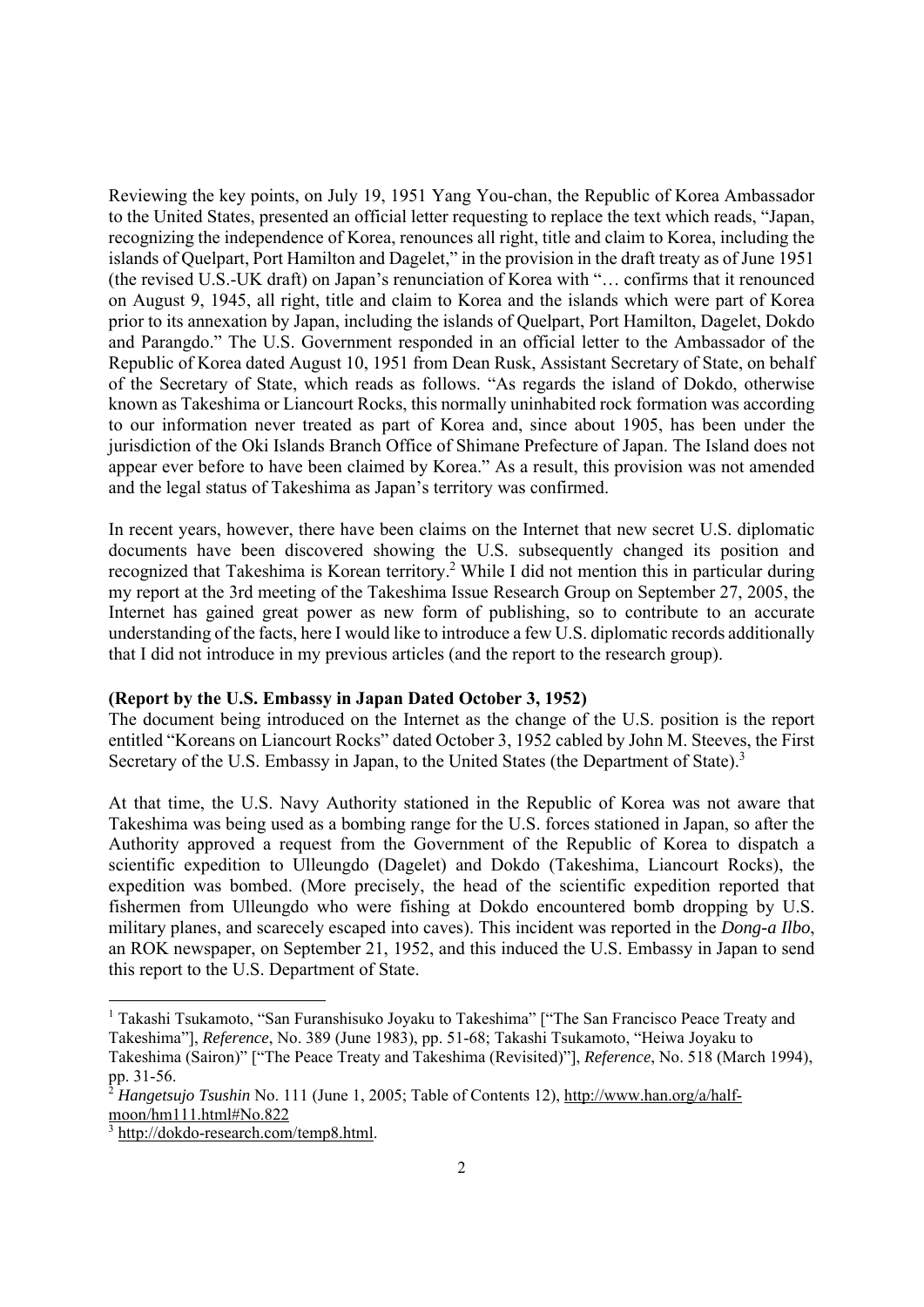Reviewing the key points, on July 19, 1951 Yang You-chan, the Republic of Korea Ambassador to the United States, presented an official letter requesting to replace the text which reads, "Japan, recognizing the independence of Korea, renounces all right, title and claim to Korea, including the islands of Quelpart, Port Hamilton and Dagelet," in the provision in the draft treaty as of June 1951 (the revised U.S.-UK draft) on Japan's renunciation of Korea with "… confirms that it renounced on August 9, 1945, all right, title and claim to Korea and the islands which were part of Korea prior to its annexation by Japan, including the islands of Quelpart, Port Hamilton, Dagelet, Dokdo and Parangdo." The U.S. Government responded in an official letter to the Ambassador of the Republic of Korea dated August 10, 1951 from Dean Rusk, Assistant Secretary of State, on behalf of the Secretary of State, which reads as follows. "As regards the island of Dokdo, otherwise known as Takeshima or Liancourt Rocks, this normally uninhabited rock formation was according to our information never treated as part of Korea and, since about 1905, has been under the jurisdiction of the Oki Islands Branch Office of Shimane Prefecture of Japan. The Island does not appear ever before to have been claimed by Korea." As a result, this provision was not amended and the legal status of Takeshima as Japan's territory was confirmed.

In recent years, however, there have been claims on the Internet that new secret U.S. diplomatic documents have been discovered showing the U.S. subsequently changed its position and recognized that Takeshima is Korean territory.[2] While I did not mention this in particular during my report at the 3rd meeting of the Takeshima Issue Research Group on September 27, 2005, the Internet has gained great power as new form of publishing, so to contribute to an accurate understanding of the facts, here I would like to introduce a few U.S. diplomatic records additionally that I did not introduce in my previous articles (and the report to the research group).

**(Report by the U.S. Embassy in Japan Dated October 3, 1952)**

The document being introduced on the Internet as the change of the U.S. position is the report entitled "Koreans on Liancourt Rocks" dated October 3, 1952 cabled by John M. Steeves, the First Secretary of the U.S. Embassy in Japan, to the United States (the Department of State).[3]

At that time, the U.S. Navy Authority stationed in the Republic of Korea was not aware that Takeshima was being used as a bombing range for the U.S. forces stationed in Japan, so after the Authority approved a request from the Government of the Republic of Korea to dispatch a scientific expedition to Ulleungdo (Dagelet) and Dokdo (Takeshima, Liancourt Rocks), the expedition was bombed. (More precisely, the head of the scientific expedition reported that fishermen from Ulleungdo who were fishing at Dokdo encountered bomb dropping by U.S. military planes, and scarecely escaped into caves). This incident was reported in the *Dong-a Ilbo*, an ROK newspaper, on September 21, 1952, and this induced the U.S. Embassy in Japan to send this report to the U.S. Department of State.

---

[1] Takashi Tsukamoto, "San Furanshisuko Joyaku to Takeshima" ["The San Francisco Peace Treaty and Takeshima"], *Reference*, No. 389 (June 1983), pp. 51-68; Takashi Tsukamoto, "Heiwa Joyaku to Takeshima (Sairon)" ["The Peace Treaty and Takeshima (Revisited)"], *Reference*, No. 518 (March 1994), pp. 31-56.

[2] *Hangetsujo Tsushin* No. 111 (June 1, 2005; Table of Contents 12), http://www.han.org/a/half-moon/hm111.html#No.822

[3] http://dokdo-research.com/temp8.html.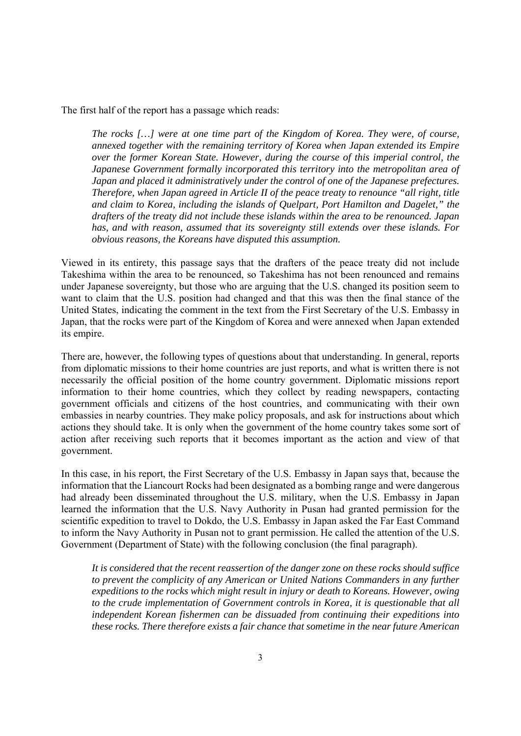The first half of the report has a passage which reads:

> *The rocks […] were at one time part of the Kingdom of Korea. They were, of course, annexed together with the remaining territory of Korea when Japan extended its Empire over the former Korean State. However, during the course of this imperial control, the Japanese Government formally incorporated this territory into the metropolitan area of Japan and placed it administratively under the control of one of the Japanese prefectures. Therefore, when Japan agreed in Article II of the peace treaty to renounce "all right, title and claim to Korea, including the islands of Quelpart, Port Hamilton and Dagelet," the drafters of the treaty did not include these islands within the area to be renounced. Japan has, and with reason, assumed that its sovereignty still extends over these islands. For obvious reasons, the Koreans have disputed this assumption.*

Viewed in its entirety, this passage says that the drafters of the peace treaty did not include Takeshima within the area to be renounced, so Takeshima has not been renounced and remains under Japanese sovereignty, but those who are arguing that the U.S. changed its position seem to want to claim that the U.S. position had changed and that this was then the final stance of the United States, indicating the comment in the text from the First Secretary of the U.S. Embassy in Japan, that the rocks were part of the Kingdom of Korea and were annexed when Japan extended its empire.

There are, however, the following types of questions about that understanding. In general, reports from diplomatic missions to their home countries are just reports, and what is written there is not necessarily the official position of the home country government. Diplomatic missions report information to their home countries, which they collect by reading newspapers, contacting government officials and citizens of the host countries, and communicating with their own embassies in nearby countries. They make policy proposals, and ask for instructions about which actions they should take. It is only when the government of the home country takes some sort of action after receiving such reports that it becomes important as the action and view of that government.

In this case, in his report, the First Secretary of the U.S. Embassy in Japan says that, because the information that the Liancourt Rocks had been designated as a bombing range and were dangerous had already been disseminated throughout the U.S. military, when the U.S. Embassy in Japan learned the information that the U.S. Navy Authority in Pusan had granted permission for the scientific expedition to travel to Dokdo, the U.S. Embassy in Japan asked the Far East Command to inform the Navy Authority in Pusan not to grant permission. He called the attention of the U.S. Government (Department of State) with the following conclusion (the final paragraph).

> *It is considered that the recent reassertion of the danger zone on these rocks should suffice to prevent the complicity of any American or United Nations Commanders in any further expeditions to the rocks which might result in injury or death to Koreans. However, owing to the crude implementation of Government controls in Korea, it is questionable that all independent Korean fishermen can be dissuaded from continuing their expeditions into these rocks. There therefore exists a fair chance that sometime in the near future American*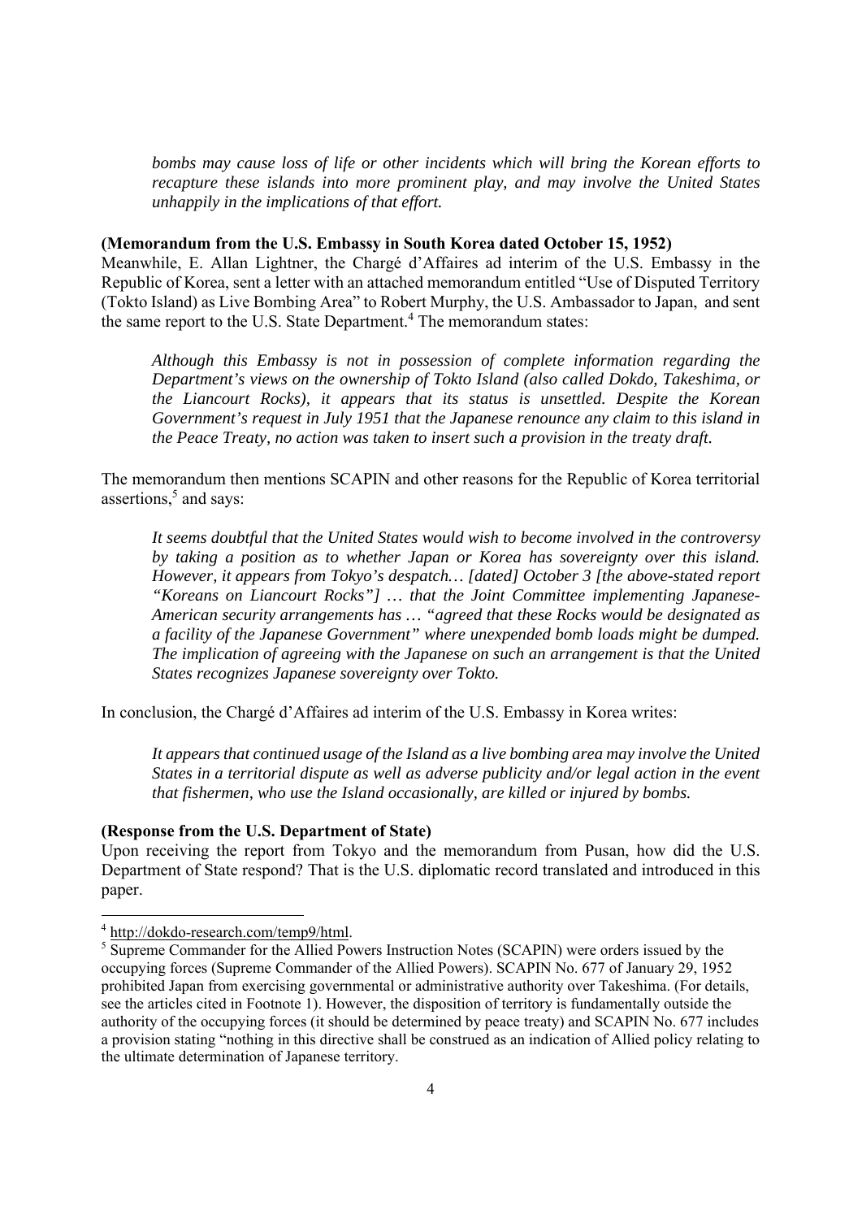*bombs may cause loss of life or other incidents which will bring the Korean efforts to recapture these islands into more prominent play, and may involve the United States unhappily in the implications of that effort.*

**(Memorandum from the U.S. Embassy in South Korea dated October 15, 1952)**

Meanwhile, E. Allan Lightner, the Chargé d'Affaires ad interim of the U.S. Embassy in the Republic of Korea, sent a letter with an attached memorandum entitled "Use of Disputed Territory (Tokto Island) as Live Bombing Area" to Robert Murphy, the U.S. Ambassador to Japan, and sent the same report to the U.S. State Department.[4] The memorandum states:

*Although this Embassy is not in possession of complete information regarding the Department's views on the ownership of Tokto Island (also called Dokdo, Takeshima, or the Liancourt Rocks), it appears that its status is unsettled. Despite the Korean Government's request in July 1951 that the Japanese renounce any claim to this island in the Peace Treaty, no action was taken to insert such a provision in the treaty draft.*

The memorandum then mentions SCAPIN and other reasons for the Republic of Korea territorial assertions,[5] and says:

*It seems doubtful that the United States would wish to become involved in the controversy by taking a position as to whether Japan or Korea has sovereignty over this island. However, it appears from Tokyo's despatch… [dated] October 3 [the above-stated report "Koreans on Liancourt Rocks"] … that the Joint Committee implementing Japanese-American security arrangements has … "agreed that these Rocks would be designated as a facility of the Japanese Government" where unexpended bomb loads might be dumped. The implication of agreeing with the Japanese on such an arrangement is that the United States recognizes Japanese sovereignty over Tokto.*

In conclusion, the Chargé d'Affaires ad interim of the U.S. Embassy in Korea writes:

*It appears that continued usage of the Island as a live bombing area may involve the United States in a territorial dispute as well as adverse publicity and/or legal action in the event that fishermen, who use the Island occasionally, are killed or injured by bombs.*

**(Response from the U.S. Department of State)**

Upon receiving the report from Tokyo and the memorandum from Pusan, how did the U.S. Department of State respond? That is the U.S. diplomatic record translated and introduced in this paper.

---

[4] http://dokdo-research.com/temp9/html.

[5] Supreme Commander for the Allied Powers Instruction Notes (SCAPIN) were orders issued by the occupying forces (Supreme Commander of the Allied Powers). SCAPIN No. 677 of January 29, 1952 prohibited Japan from exercising governmental or administrative authority over Takeshima. (For details, see the articles cited in Footnote 1). However, the disposition of territory is fundamentally outside the authority of the occupying forces (it should be determined by peace treaty) and SCAPIN No. 677 includes a provision stating "nothing in this directive shall be construed as an indication of Allied policy relating to the ultimate determination of Japanese territory.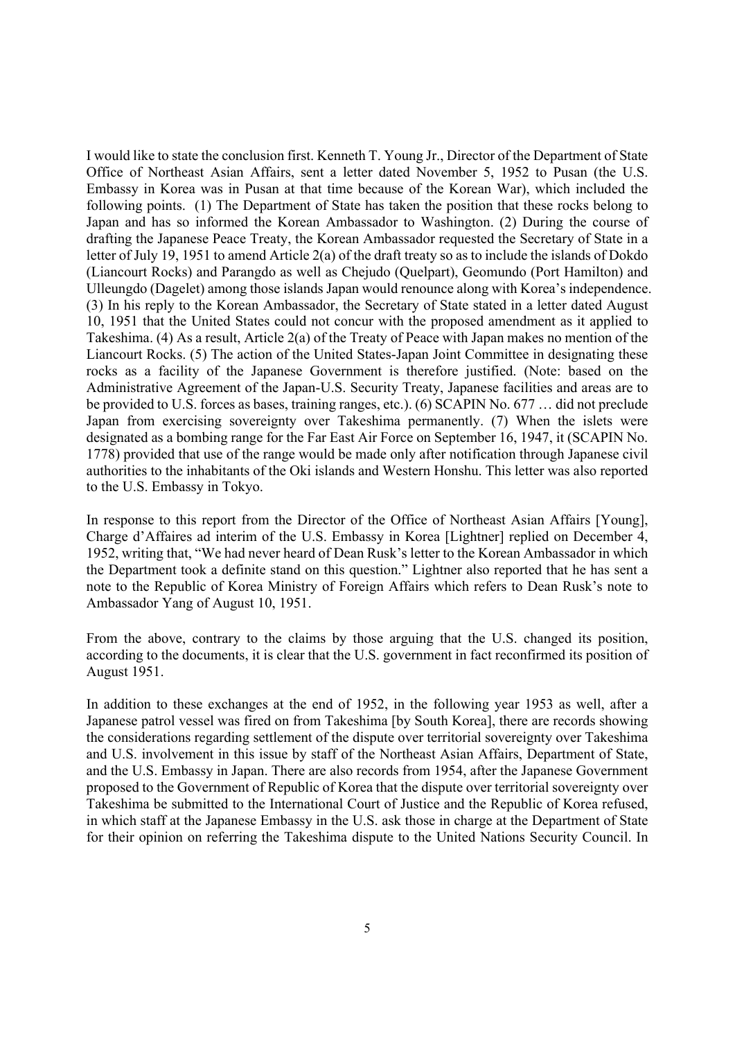I would like to state the conclusion first. Kenneth T. Young Jr., Director of the Department of State Office of Northeast Asian Affairs, sent a letter dated November 5, 1952 to Pusan (the U.S. Embassy in Korea was in Pusan at that time because of the Korean War), which included the following points. (1) The Department of State has taken the position that these rocks belong to Japan and has so informed the Korean Ambassador to Washington. (2) During the course of drafting the Japanese Peace Treaty, the Korean Ambassador requested the Secretary of State in a letter of July 19, 1951 to amend Article 2(a) of the draft treaty so as to include the islands of Dokdo (Liancourt Rocks) and Parangdo as well as Chejudo (Quelpart), Geomundo (Port Hamilton) and Ulleungdo (Dagelet) among those islands Japan would renounce along with Korea's independence. (3) In his reply to the Korean Ambassador, the Secretary of State stated in a letter dated August 10, 1951 that the United States could not concur with the proposed amendment as it applied to Takeshima. (4) As a result, Article 2(a) of the Treaty of Peace with Japan makes no mention of the Liancourt Rocks. (5) The action of the United States-Japan Joint Committee in designating these rocks as a facility of the Japanese Government is therefore justified. (Note: based on the Administrative Agreement of the Japan-U.S. Security Treaty, Japanese facilities and areas are to be provided to U.S. forces as bases, training ranges, etc.). (6) SCAPIN No. 677 … did not preclude Japan from exercising sovereignty over Takeshima permanently. (7) When the islets were designated as a bombing range for the Far East Air Force on September 16, 1947, it (SCAPIN No. 1778) provided that use of the range would be made only after notification through Japanese civil authorities to the inhabitants of the Oki islands and Western Honshu. This letter was also reported to the U.S. Embassy in Tokyo.

In response to this report from the Director of the Office of Northeast Asian Affairs [Young], Charge d'Affaires ad interim of the U.S. Embassy in Korea [Lightner] replied on December 4, 1952, writing that, "We had never heard of Dean Rusk's letter to the Korean Ambassador in which the Department took a definite stand on this question." Lightner also reported that he has sent a note to the Republic of Korea Ministry of Foreign Affairs which refers to Dean Rusk's note to Ambassador Yang of August 10, 1951.

From the above, contrary to the claims by those arguing that the U.S. changed its position, according to the documents, it is clear that the U.S. government in fact reconfirmed its position of August 1951.

In addition to these exchanges at the end of 1952, in the following year 1953 as well, after a Japanese patrol vessel was fired on from Takeshima [by South Korea], there are records showing the considerations regarding settlement of the dispute over territorial sovereignty over Takeshima and U.S. involvement in this issue by staff of the Northeast Asian Affairs, Department of State, and the U.S. Embassy in Japan. There are also records from 1954, after the Japanese Government proposed to the Government of Republic of Korea that the dispute over territorial sovereignty over Takeshima be submitted to the International Court of Justice and the Republic of Korea refused, in which staff at the Japanese Embassy in the U.S. ask those in charge at the Department of State for their opinion on referring the Takeshima dispute to the United Nations Security Council. In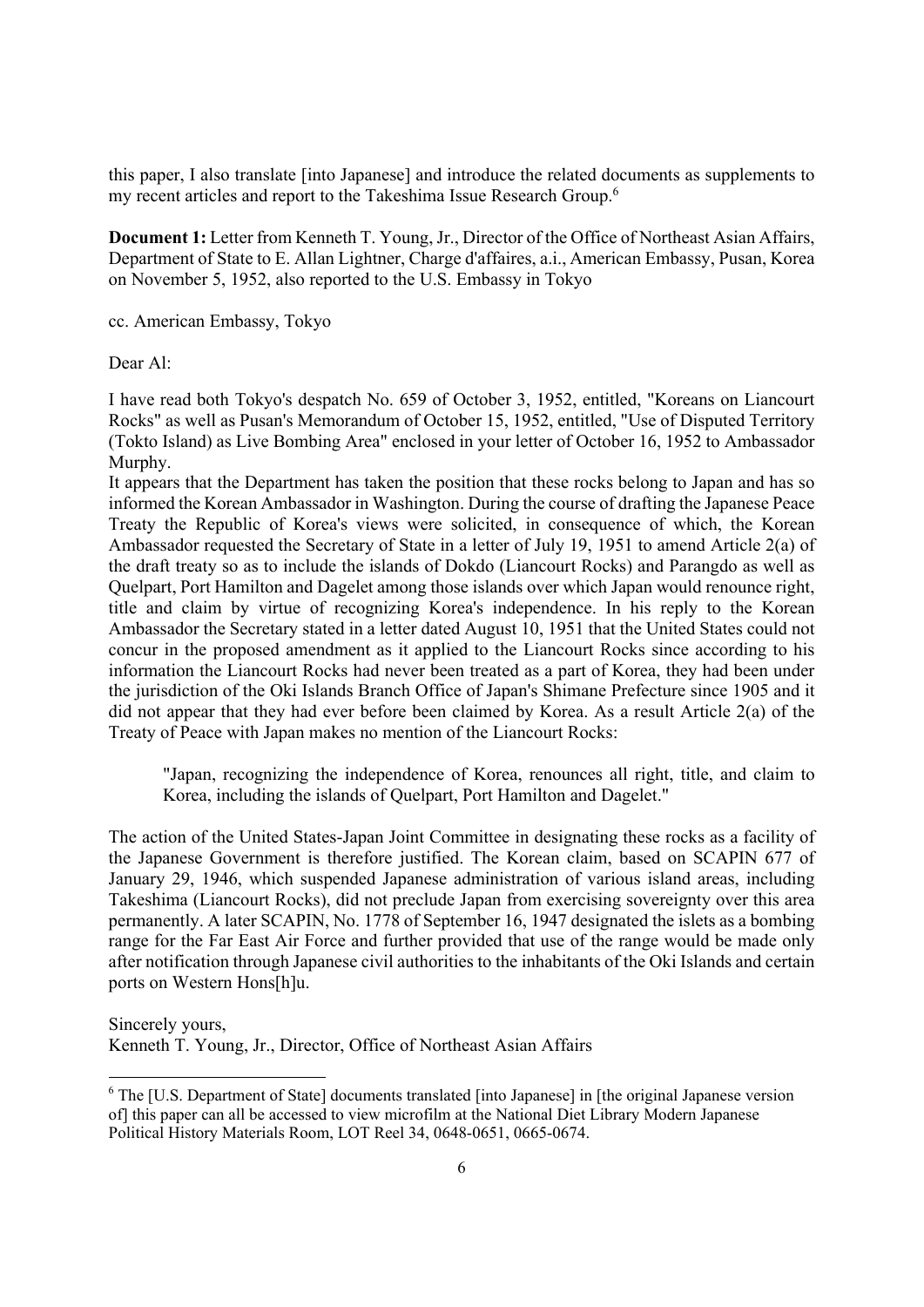this paper, I also translate [into Japanese] and introduce the related documents as supplements to my recent articles and report to the Takeshima Issue Research Group.[6]

**Document 1:** Letter from Kenneth T. Young, Jr., Director of the Office of Northeast Asian Affairs, Department of State to E. Allan Lightner, Charge d'affaires, a.i., American Embassy, Pusan, Korea on November 5, 1952, also reported to the U.S. Embassy in Tokyo

cc. American Embassy, Tokyo

Dear Al:

I have read both Tokyo's despatch No. 659 of October 3, 1952, entitled, "Koreans on Liancourt Rocks" as well as Pusan's Memorandum of October 15, 1952, entitled, "Use of Disputed Territory (Tokto Island) as Live Bombing Area" enclosed in your letter of October 16, 1952 to Ambassador Murphy.

It appears that the Department has taken the position that these rocks belong to Japan and has so informed the Korean Ambassador in Washington. During the course of drafting the Japanese Peace Treaty the Republic of Korea's views were solicited, in consequence of which, the Korean Ambassador requested the Secretary of State in a letter of July 19, 1951 to amend Article 2(a) of the draft treaty so as to include the islands of Dokdo (Liancourt Rocks) and Parangdo as well as Quelpart, Port Hamilton and Dagelet among those islands over which Japan would renounce right, title and claim by virtue of recognizing Korea's independence. In his reply to the Korean Ambassador the Secretary stated in a letter dated August 10, 1951 that the United States could not concur in the proposed amendment as it applied to the Liancourt Rocks since according to his information the Liancourt Rocks had never been treated as a part of Korea, they had been under the jurisdiction of the Oki Islands Branch Office of Japan's Shimane Prefecture since 1905 and it did not appear that they had ever before been claimed by Korea. As a result Article 2(a) of the Treaty of Peace with Japan makes no mention of the Liancourt Rocks:

> "Japan, recognizing the independence of Korea, renounces all right, title, and claim to Korea, including the islands of Quelpart, Port Hamilton and Dagelet."

The action of the United States-Japan Joint Committee in designating these rocks as a facility of the Japanese Government is therefore justified. The Korean claim, based on SCAPIN 677 of January 29, 1946, which suspended Japanese administration of various island areas, including Takeshima (Liancourt Rocks), did not preclude Japan from exercising sovereignty over this area permanently. A later SCAPIN, No. 1778 of September 16, 1947 designated the islets as a bombing range for the Far East Air Force and further provided that use of the range would be made only after notification through Japanese civil authorities to the inhabitants of the Oki Islands and certain ports on Western Hons[h]u.

Sincerely yours,
Kenneth T. Young, Jr., Director, Office of Northeast Asian Affairs

---

[6] The [U.S. Department of State] documents translated [into Japanese] in [the original Japanese version of] this paper can all be accessed to view microfilm at the National Diet Library Modern Japanese Political History Materials Room, LOT Reel 34, 0648-0651, 0665-0674.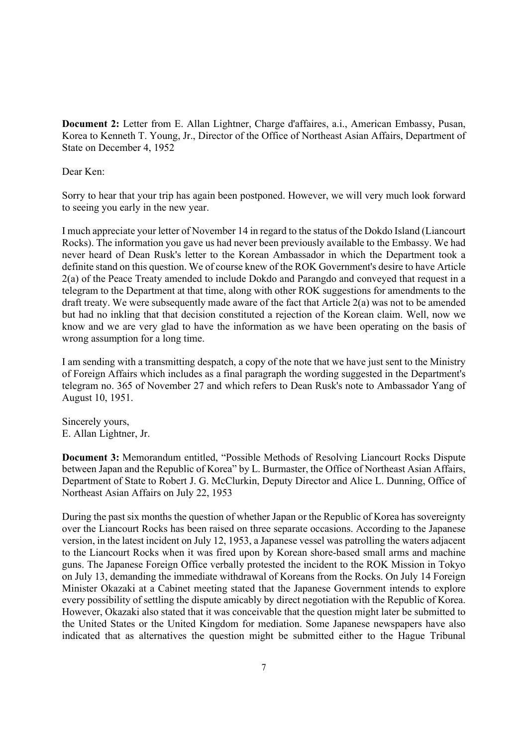**Document 2:** Letter from E. Allan Lightner, Charge d'affaires, a.i., American Embassy, Pusan, Korea to Kenneth T. Young, Jr., Director of the Office of Northeast Asian Affairs, Department of State on December 4, 1952

Dear Ken:

Sorry to hear that your trip has again been postponed. However, we will very much look forward to seeing you early in the new year.

I much appreciate your letter of November 14 in regard to the status of the Dokdo Island (Liancourt Rocks). The information you gave us had never been previously available to the Embassy. We had never heard of Dean Rusk's letter to the Korean Ambassador in which the Department took a definite stand on this question. We of course knew of the ROK Government's desire to have Article 2(a) of the Peace Treaty amended to include Dokdo and Parangdo and conveyed that request in a telegram to the Department at that time, along with other ROK suggestions for amendments to the draft treaty. We were subsequently made aware of the fact that Article 2(a) was not to be amended but had no inkling that that decision constituted a rejection of the Korean claim. Well, now we know and we are very glad to have the information as we have been operating on the basis of wrong assumption for a long time.

I am sending with a transmitting despatch, a copy of the note that we have just sent to the Ministry of Foreign Affairs which includes as a final paragraph the wording suggested in the Department's telegram no. 365 of November 27 and which refers to Dean Rusk's note to Ambassador Yang of August 10, 1951.

Sincerely yours,
E. Allan Lightner, Jr.

**Document 3:** Memorandum entitled, "Possible Methods of Resolving Liancourt Rocks Dispute between Japan and the Republic of Korea" by L. Burmaster, the Office of Northeast Asian Affairs, Department of State to Robert J. G. McClurkin, Deputy Director and Alice L. Dunning, Office of Northeast Asian Affairs on July 22, 1953

During the past six months the question of whether Japan or the Republic of Korea has sovereignty over the Liancourt Rocks has been raised on three separate occasions. According to the Japanese version, in the latest incident on July 12, 1953, a Japanese vessel was patrolling the waters adjacent to the Liancourt Rocks when it was fired upon by Korean shore-based small arms and machine guns. The Japanese Foreign Office verbally protested the incident to the ROK Mission in Tokyo on July 13, demanding the immediate withdrawal of Koreans from the Rocks. On July 14 Foreign Minister Okazaki at a Cabinet meeting stated that the Japanese Government intends to explore every possibility of settling the dispute amicably by direct negotiation with the Republic of Korea. However, Okazaki also stated that it was conceivable that the question might later be submitted to the United States or the United Kingdom for mediation. Some Japanese newspapers have also indicated that as alternatives the question might be submitted either to the Hague Tribunal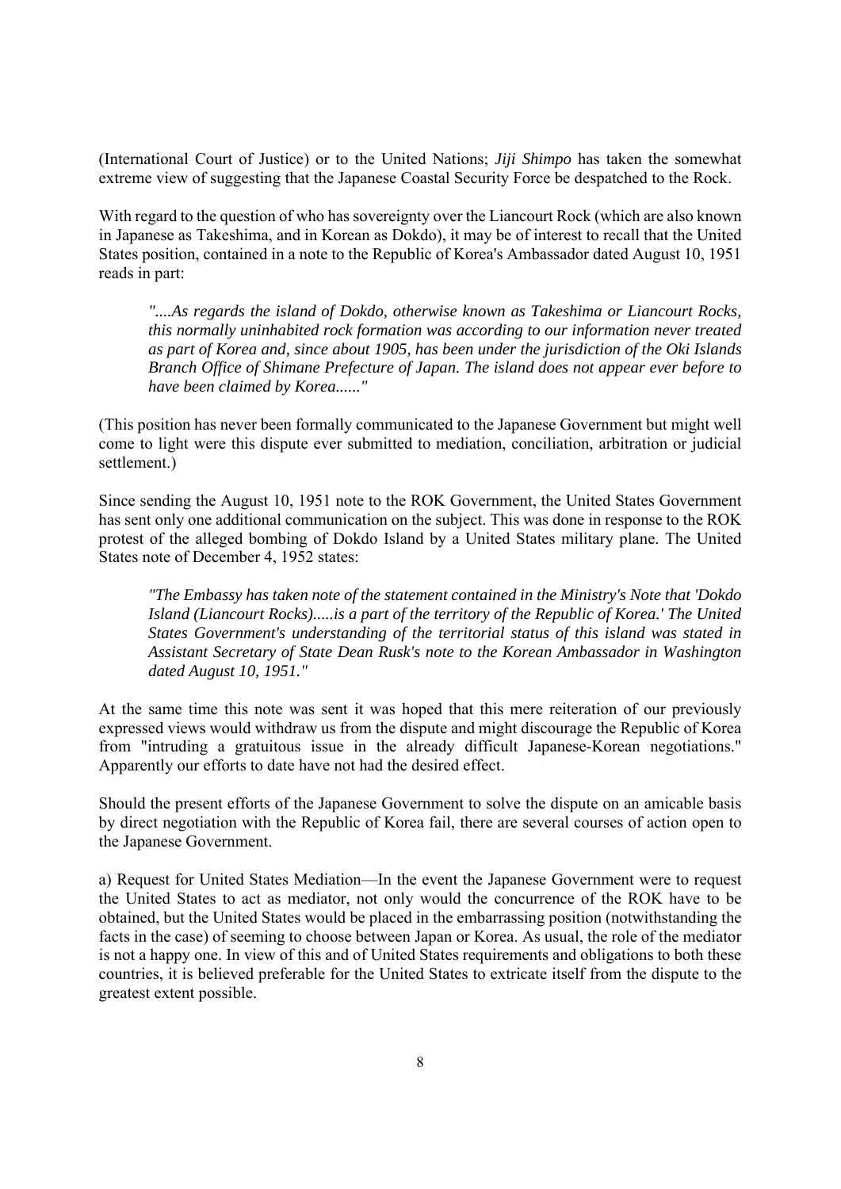(International Court of Justice) or to the United Nations; *Jiji Shimpo* has taken the somewhat extreme view of suggesting that the Japanese Coastal Security Force be despatched to the Rock.

With regard to the question of who has sovereignty over the Liancourt Rock (which are also known in Japanese as Takeshima, and in Korean as Dokdo), it may be of interest to recall that the United States position, contained in a note to the Republic of Korea's Ambassador dated August 10, 1951 reads in part:

> *"....As regards the island of Dokdo, otherwise known as Takeshima or Liancourt Rocks, this normally uninhabited rock formation was according to our information never treated as part of Korea and, since about 1905, has been under the jurisdiction of the Oki Islands Branch Office of Shimane Prefecture of Japan. The island does not appear ever before to have been claimed by Korea......"*

(This position has never been formally communicated to the Japanese Government but might well come to light were this dispute ever submitted to mediation, conciliation, arbitration or judicial settlement.)

Since sending the August 10, 1951 note to the ROK Government, the United States Government has sent only one additional communication on the subject. This was done in response to the ROK protest of the alleged bombing of Dokdo Island by a United States military plane. The United States note of December 4, 1952 states:

> *"The Embassy has taken note of the statement contained in the Ministry's Note that 'Dokdo Island (Liancourt Rocks).....is a part of the territory of the Republic of Korea.' The United States Government's understanding of the territorial status of this island was stated in Assistant Secretary of State Dean Rusk's note to the Korean Ambassador in Washington dated August 10, 1951."*

At the same time this note was sent it was hoped that this mere reiteration of our previously expressed views would withdraw us from the dispute and might discourage the Republic of Korea from "intruding a gratuitous issue in the already difficult Japanese-Korean negotiations." Apparently our efforts to date have not had the desired effect.

Should the present efforts of the Japanese Government to solve the dispute on an amicable basis by direct negotiation with the Republic of Korea fail, there are several courses of action open to the Japanese Government.

a) Request for United States Mediation—In the event the Japanese Government were to request the United States to act as mediator, not only would the concurrence of the ROK have to be obtained, but the United States would be placed in the embarrassing position (notwithstanding the facts in the case) of seeming to choose between Japan or Korea. As usual, the role of the mediator is not a happy one. In view of this and of United States requirements and obligations to both these countries, it is believed preferable for the United States to extricate itself from the dispute to the greatest extent possible.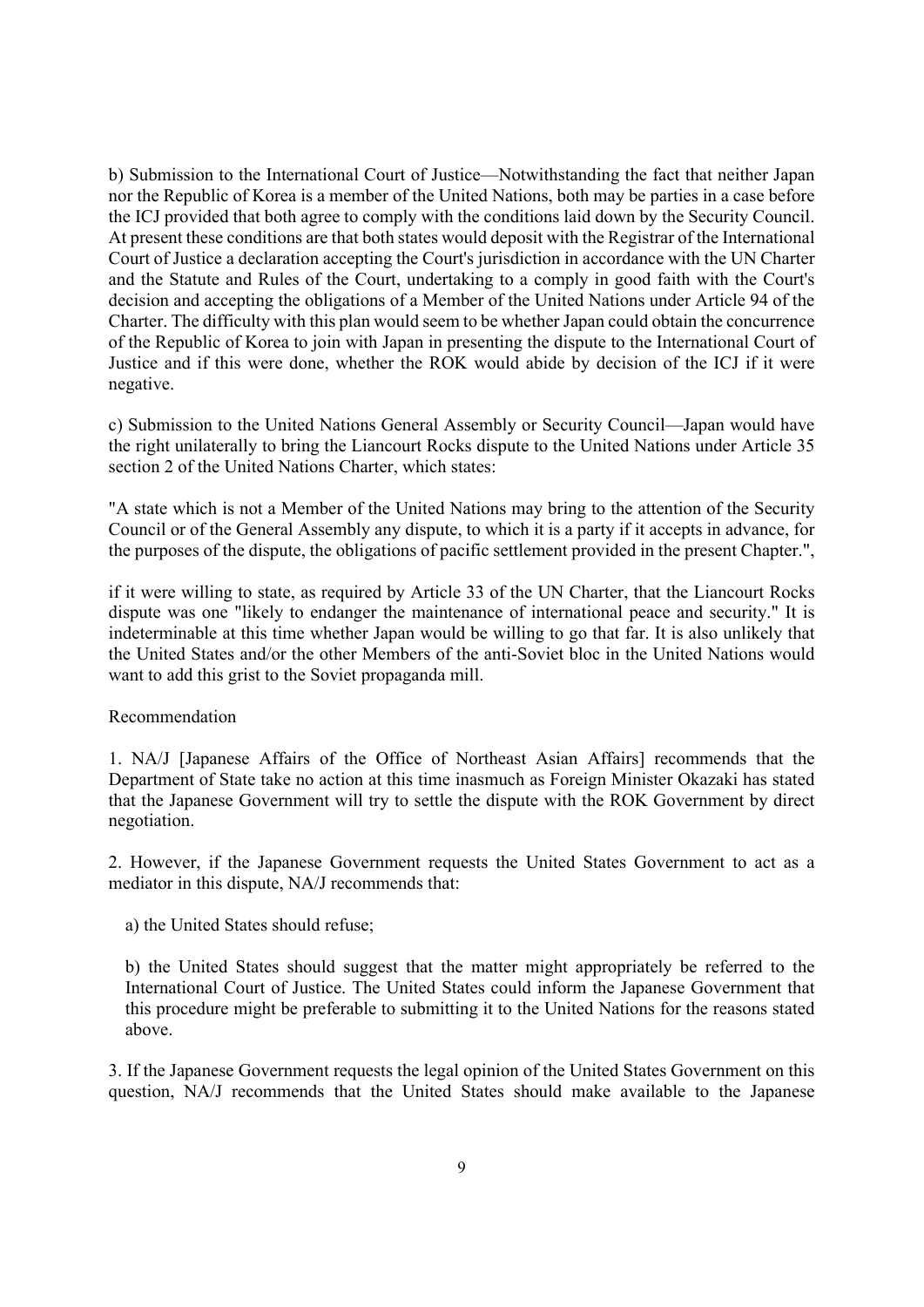b) Submission to the International Court of Justice—Notwithstanding the fact that neither Japan nor the Republic of Korea is a member of the United Nations, both may be parties in a case before the ICJ provided that both agree to comply with the conditions laid down by the Security Council. At present these conditions are that both states would deposit with the Registrar of the International Court of Justice a declaration accepting the Court's jurisdiction in accordance with the UN Charter and the Statute and Rules of the Court, undertaking to a comply in good faith with the Court's decision and accepting the obligations of a Member of the United Nations under Article 94 of the Charter. The difficulty with this plan would seem to be whether Japan could obtain the concurrence of the Republic of Korea to join with Japan in presenting the dispute to the International Court of Justice and if this were done, whether the ROK would abide by decision of the ICJ if it were negative.

c) Submission to the United Nations General Assembly or Security Council—Japan would have the right unilaterally to bring the Liancourt Rocks dispute to the United Nations under Article 35 section 2 of the United Nations Charter, which states:

"A state which is not a Member of the United Nations may bring to the attention of the Security Council or of the General Assembly any dispute, to which it is a party if it accepts in advance, for the purposes of the dispute, the obligations of pacific settlement provided in the present Chapter.",

if it were willing to state, as required by Article 33 of the UN Charter, that the Liancourt Rocks dispute was one "likely to endanger the maintenance of international peace and security." It is indeterminable at this time whether Japan would be willing to go that far. It is also unlikely that the United States and/or the other Members of the anti-Soviet bloc in the United Nations would want to add this grist to the Soviet propaganda mill.

Recommendation

1. NA/J [Japanese Affairs of the Office of Northeast Asian Affairs] recommends that the Department of State take no action at this time inasmuch as Foreign Minister Okazaki has stated that the Japanese Government will try to settle the dispute with the ROK Government by direct negotiation.

2. However, if the Japanese Government requests the United States Government to act as a mediator in this dispute, NA/J recommends that:

a) the United States should refuse;

b) the United States should suggest that the matter might appropriately be referred to the International Court of Justice. The United States could inform the Japanese Government that this procedure might be preferable to submitting it to the United Nations for the reasons stated above.

3. If the Japanese Government requests the legal opinion of the United States Government on this question, NA/J recommends that the United States should make available to the Japanese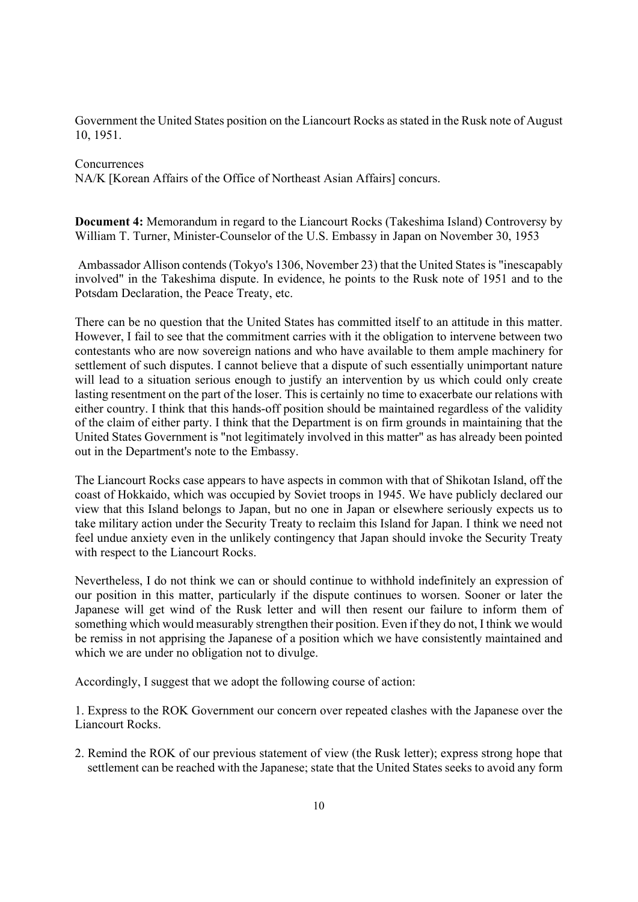Government the United States position on the Liancourt Rocks as stated in the Rusk note of August 10, 1951.

Concurrences

NA/K [Korean Affairs of the Office of Northeast Asian Affairs] concurs.

**Document 4:** Memorandum in regard to the Liancourt Rocks (Takeshima Island) Controversy by William T. Turner, Minister-Counselor of the U.S. Embassy in Japan on November 30, 1953

Ambassador Allison contends (Tokyo's 1306, November 23) that the United States is "inescapably involved" in the Takeshima dispute. In evidence, he points to the Rusk note of 1951 and to the Potsdam Declaration, the Peace Treaty, etc.

There can be no question that the United States has committed itself to an attitude in this matter. However, I fail to see that the commitment carries with it the obligation to intervene between two contestants who are now sovereign nations and who have available to them ample machinery for settlement of such disputes. I cannot believe that a dispute of such essentially unimportant nature will lead to a situation serious enough to justify an intervention by us which could only create lasting resentment on the part of the loser. This is certainly no time to exacerbate our relations with either country. I think that this hands-off position should be maintained regardless of the validity of the claim of either party. I think that the Department is on firm grounds in maintaining that the United States Government is "not legitimately involved in this matter" as has already been pointed out in the Department's note to the Embassy.

The Liancourt Rocks case appears to have aspects in common with that of Shikotan Island, off the coast of Hokkaido, which was occupied by Soviet troops in 1945. We have publicly declared our view that this Island belongs to Japan, but no one in Japan or elsewhere seriously expects us to take military action under the Security Treaty to reclaim this Island for Japan. I think we need not feel undue anxiety even in the unlikely contingency that Japan should invoke the Security Treaty with respect to the Liancourt Rocks.

Nevertheless, I do not think we can or should continue to withhold indefinitely an expression of our position in this matter, particularly if the dispute continues to worsen. Sooner or later the Japanese will get wind of the Rusk letter and will then resent our failure to inform them of something which would measurably strengthen their position. Even if they do not, I think we would be remiss in not apprising the Japanese of a position which we have consistently maintained and which we are under no obligation not to divulge.

Accordingly, I suggest that we adopt the following course of action:

1. Express to the ROK Government our concern over repeated clashes with the Japanese over the Liancourt Rocks.

2. Remind the ROK of our previous statement of view (the Rusk letter); express strong hope that settlement can be reached with the Japanese; state that the United States seeks to avoid any form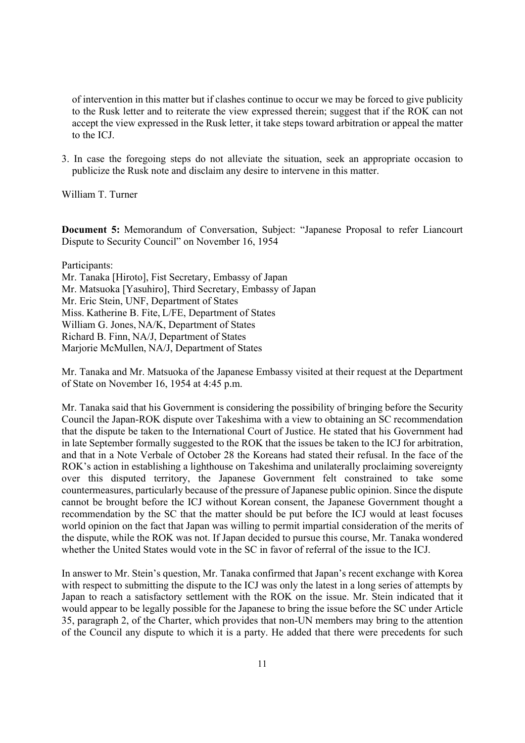of intervention in this matter but if clashes continue to occur we may be forced to give publicity to the Rusk letter and to reiterate the view expressed therein; suggest that if the ROK can not accept the view expressed in the Rusk letter, it take steps toward arbitration or appeal the matter to the ICJ.

3. In case the foregoing steps do not alleviate the situation, seek an appropriate occasion to publicize the Rusk note and disclaim any desire to intervene in this matter.

William T. Turner

**Document 5:** Memorandum of Conversation, Subject: "Japanese Proposal to refer Liancourt Dispute to Security Council" on November 16, 1954

Participants:
Mr. Tanaka [Hiroto], Fist Secretary, Embassy of Japan
Mr. Matsuoka [Yasuhiro], Third Secretary, Embassy of Japan
Mr. Eric Stein, UNF, Department of States
Miss. Katherine B. Fite, L/FE, Department of States
William G. Jones, NA/K, Department of States
Richard B. Finn, NA/J, Department of States
Marjorie McMullen, NA/J, Department of States

Mr. Tanaka and Mr. Matsuoka of the Japanese Embassy visited at their request at the Department of State on November 16, 1954 at 4:45 p.m.

Mr. Tanaka said that his Government is considering the possibility of bringing before the Security Council the Japan-ROK dispute over Takeshima with a view to obtaining an SC recommendation that the dispute be taken to the International Court of Justice. He stated that his Government had in late September formally suggested to the ROK that the issues be taken to the ICJ for arbitration, and that in a Note Verbale of October 28 the Koreans had stated their refusal. In the face of the ROK's action in establishing a lighthouse on Takeshima and unilaterally proclaiming sovereignty over this disputed territory, the Japanese Government felt constrained to take some countermeasures, particularly because of the pressure of Japanese public opinion. Since the dispute cannot be brought before the ICJ without Korean consent, the Japanese Government thought a recommendation by the SC that the matter should be put before the ICJ would at least focuses world opinion on the fact that Japan was willing to permit impartial consideration of the merits of the dispute, while the ROK was not. If Japan decided to pursue this course, Mr. Tanaka wondered whether the United States would vote in the SC in favor of referral of the issue to the ICJ.

In answer to Mr. Stein's question, Mr. Tanaka confirmed that Japan's recent exchange with Korea with respect to submitting the dispute to the ICJ was only the latest in a long series of attempts by Japan to reach a satisfactory settlement with the ROK on the issue. Mr. Stein indicated that it would appear to be legally possible for the Japanese to bring the issue before the SC under Article 35, paragraph 2, of the Charter, which provides that non-UN members may bring to the attention of the Council any dispute to which it is a party. He added that there were precedents for such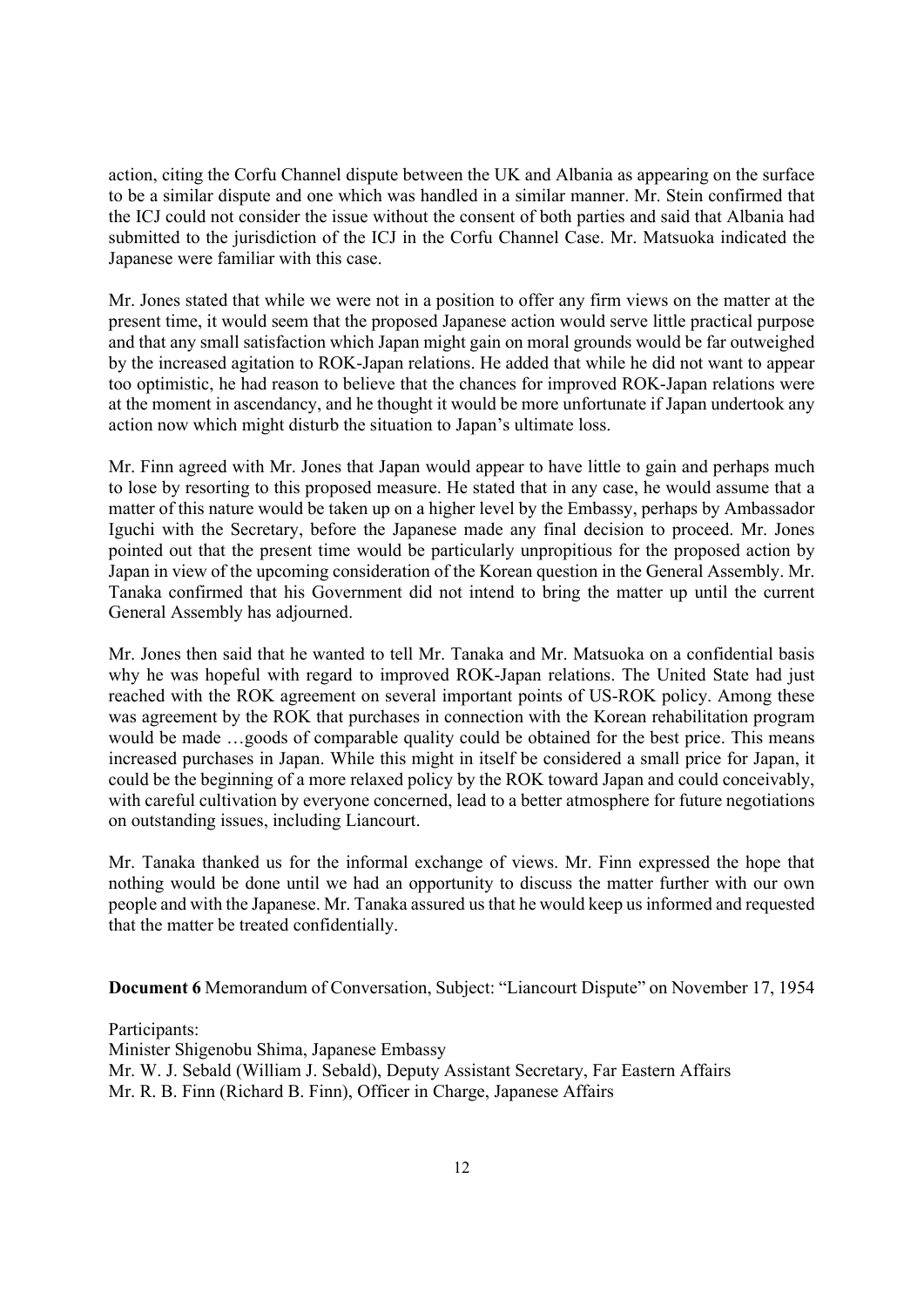action, citing the Corfu Channel dispute between the UK and Albania as appearing on the surface to be a similar dispute and one which was handled in a similar manner. Mr. Stein confirmed that the ICJ could not consider the issue without the consent of both parties and said that Albania had submitted to the jurisdiction of the ICJ in the Corfu Channel Case. Mr. Matsuoka indicated the Japanese were familiar with this case.

Mr. Jones stated that while we were not in a position to offer any firm views on the matter at the present time, it would seem that the proposed Japanese action would serve little practical purpose and that any small satisfaction which Japan might gain on moral grounds would be far outweighed by the increased agitation to ROK-Japan relations. He added that while he did not want to appear too optimistic, he had reason to believe that the chances for improved ROK-Japan relations were at the moment in ascendancy, and he thought it would be more unfortunate if Japan undertook any action now which might disturb the situation to Japan's ultimate loss.

Mr. Finn agreed with Mr. Jones that Japan would appear to have little to gain and perhaps much to lose by resorting to this proposed measure. He stated that in any case, he would assume that a matter of this nature would be taken up on a higher level by the Embassy, perhaps by Ambassador Iguchi with the Secretary, before the Japanese made any final decision to proceed. Mr. Jones pointed out that the present time would be particularly unpropitious for the proposed action by Japan in view of the upcoming consideration of the Korean question in the General Assembly. Mr. Tanaka confirmed that his Government did not intend to bring the matter up until the current General Assembly has adjourned.

Mr. Jones then said that he wanted to tell Mr. Tanaka and Mr. Matsuoka on a confidential basis why he was hopeful with regard to improved ROK-Japan relations. The United State had just reached with the ROK agreement on several important points of US-ROK policy. Among these was agreement by the ROK that purchases in connection with the Korean rehabilitation program would be made …goods of comparable quality could be obtained for the best price. This means increased purchases in Japan. While this might in itself be considered a small price for Japan, it could be the beginning of a more relaxed policy by the ROK toward Japan and could conceivably, with careful cultivation by everyone concerned, lead to a better atmosphere for future negotiations on outstanding issues, including Liancourt.

Mr. Tanaka thanked us for the informal exchange of views. Mr. Finn expressed the hope that nothing would be done until we had an opportunity to discuss the matter further with our own people and with the Japanese. Mr. Tanaka assured us that he would keep us informed and requested that the matter be treated confidentially.

**Document 6** Memorandum of Conversation, Subject: "Liancourt Dispute" on November 17, 1954

Participants:
Minister Shigenobu Shima, Japanese Embassy
Mr. W. J. Sebald (William J. Sebald), Deputy Assistant Secretary, Far Eastern Affairs
Mr. R. B. Finn (Richard B. Finn), Officer in Charge, Japanese Affairs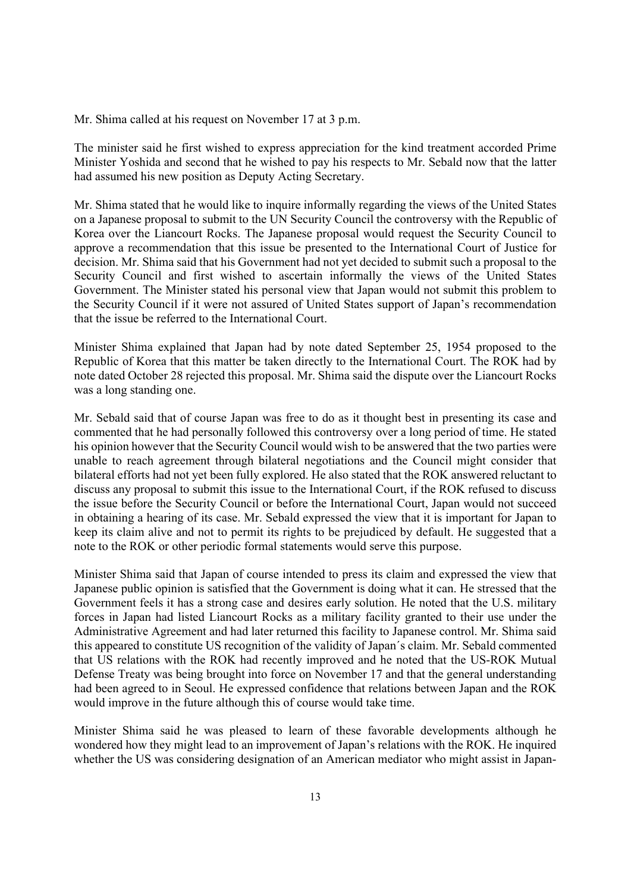Mr. Shima called at his request on November 17 at 3 p.m.

The minister said he first wished to express appreciation for the kind treatment accorded Prime Minister Yoshida and second that he wished to pay his respects to Mr. Sebald now that the latter had assumed his new position as Deputy Acting Secretary.

Mr. Shima stated that he would like to inquire informally regarding the views of the United States on a Japanese proposal to submit to the UN Security Council the controversy with the Republic of Korea over the Liancourt Rocks. The Japanese proposal would request the Security Council to approve a recommendation that this issue be presented to the International Court of Justice for decision. Mr. Shima said that his Government had not yet decided to submit such a proposal to the Security Council and first wished to ascertain informally the views of the United States Government. The Minister stated his personal view that Japan would not submit this problem to the Security Council if it were not assured of United States support of Japan's recommendation that the issue be referred to the International Court.

Minister Shima explained that Japan had by note dated September 25, 1954 proposed to the Republic of Korea that this matter be taken directly to the International Court. The ROK had by note dated October 28 rejected this proposal. Mr. Shima said the dispute over the Liancourt Rocks was a long standing one.

Mr. Sebald said that of course Japan was free to do as it thought best in presenting its case and commented that he had personally followed this controversy over a long period of time. He stated his opinion however that the Security Council would wish to be answered that the two parties were unable to reach agreement through bilateral negotiations and the Council might consider that bilateral efforts had not yet been fully explored. He also stated that the ROK answered reluctant to discuss any proposal to submit this issue to the International Court, if the ROK refused to discuss the issue before the Security Council or before the International Court, Japan would not succeed in obtaining a hearing of its case. Mr. Sebald expressed the view that it is important for Japan to keep its claim alive and not to permit its rights to be prejudiced by default. He suggested that a note to the ROK or other periodic formal statements would serve this purpose.

Minister Shima said that Japan of course intended to press its claim and expressed the view that Japanese public opinion is satisfied that the Government is doing what it can. He stressed that the Government feels it has a strong case and desires early solution. He noted that the U.S. military forces in Japan had listed Liancourt Rocks as a military facility granted to their use under the Administrative Agreement and had later returned this facility to Japanese control. Mr. Shima said this appeared to constitute US recognition of the validity of Japan´s claim. Mr. Sebald commented that US relations with the ROK had recently improved and he noted that the US-ROK Mutual Defense Treaty was being brought into force on November 17 and that the general understanding had been agreed to in Seoul. He expressed confidence that relations between Japan and the ROK would improve in the future although this of course would take time.

Minister Shima said he was pleased to learn of these favorable developments although he wondered how they might lead to an improvement of Japan's relations with the ROK. He inquired whether the US was considering designation of an American mediator who might assist in Japan-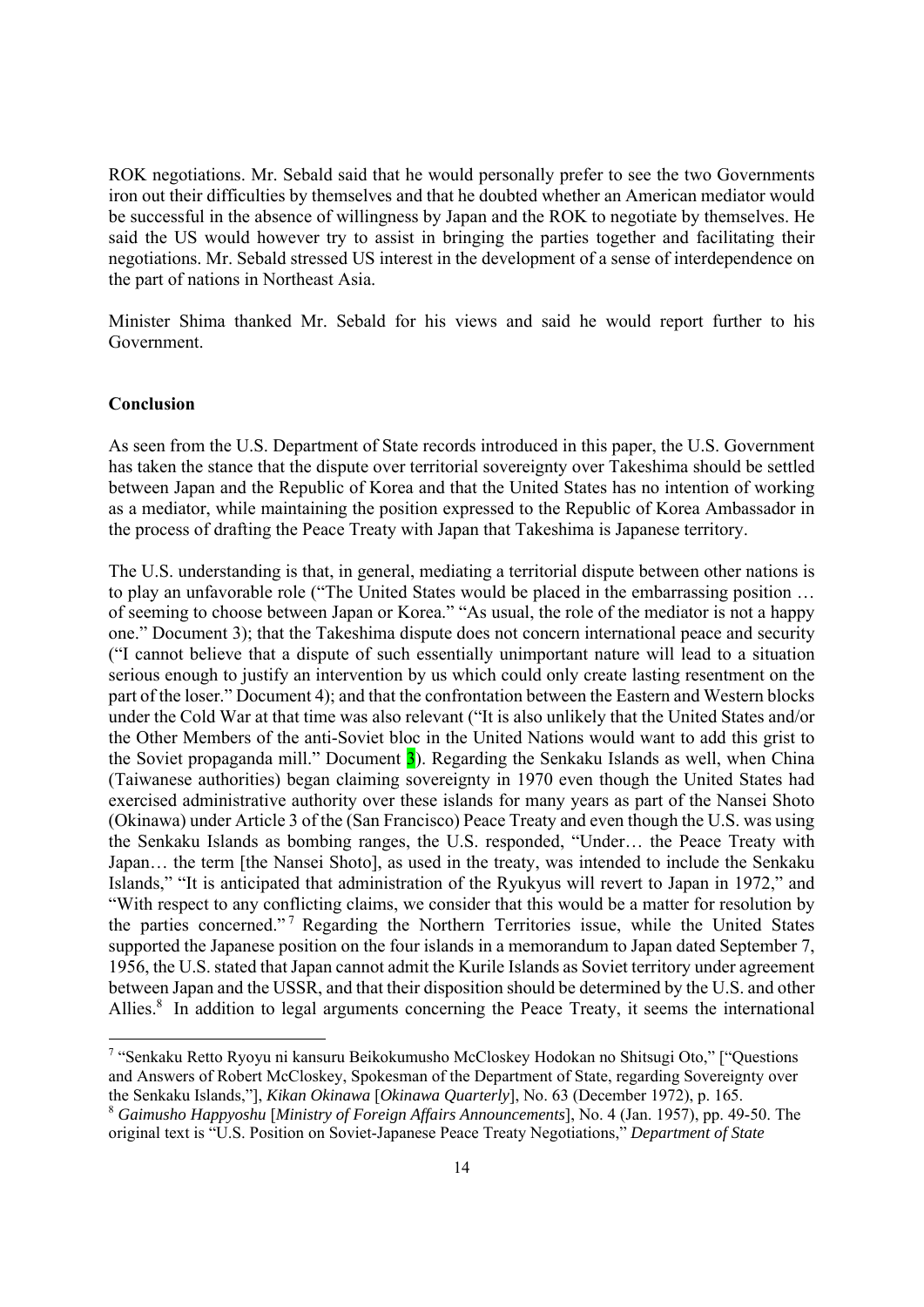ROK negotiations. Mr. Sebald said that he would personally prefer to see the two Governments iron out their difficulties by themselves and that he doubted whether an American mediator would be successful in the absence of willingness by Japan and the ROK to negotiate by themselves. He said the US would however try to assist in bringing the parties together and facilitating their negotiations. Mr. Sebald stressed US interest in the development of a sense of interdependence on the part of nations in Northeast Asia.

Minister Shima thanked Mr. Sebald for his views and said he would report further to his Government.

## Conclusion

As seen from the U.S. Department of State records introduced in this paper, the U.S. Government has taken the stance that the dispute over territorial sovereignty over Takeshima should be settled between Japan and the Republic of Korea and that the United States has no intention of working as a mediator, while maintaining the position expressed to the Republic of Korea Ambassador in the process of drafting the Peace Treaty with Japan that Takeshima is Japanese territory.

The U.S. understanding is that, in general, mediating a territorial dispute between other nations is to play an unfavorable role ("The United States would be placed in the embarrassing position … of seeming to choose between Japan or Korea." "As usual, the role of the mediator is not a happy one." Document 3); that the Takeshima dispute does not concern international peace and security ("I cannot believe that a dispute of such essentially unimportant nature will lead to a situation serious enough to justify an intervention by us which could only create lasting resentment on the part of the loser." Document 4); and that the confrontation between the Eastern and Western blocks under the Cold War at that time was also relevant ("It is also unlikely that the United States and/or the Other Members of the anti-Soviet bloc in the United Nations would want to add this grist to the Soviet propaganda mill." Document 3). Regarding the Senkaku Islands as well, when China (Taiwanese authorities) began claiming sovereignty in 1970 even though the United States had exercised administrative authority over these islands for many years as part of the Nansei Shoto (Okinawa) under Article 3 of the (San Francisco) Peace Treaty and even though the U.S. was using the Senkaku Islands as bombing ranges, the U.S. responded, "Under… the Peace Treaty with Japan… the term [the Nansei Shoto], as used in the treaty, was intended to include the Senkaku Islands," "It is anticipated that administration of the Ryukyus will revert to Japan in 1972," and "With respect to any conflicting claims, we consider that this would be a matter for resolution by the parties concerned."[7] Regarding the Northern Territories issue, while the United States supported the Japanese position on the four islands in a memorandum to Japan dated September 7, 1956, the U.S. stated that Japan cannot admit the Kurile Islands as Soviet territory under agreement between Japan and the USSR, and that their disposition should be determined by the U.S. and other Allies.[8] In addition to legal arguments concerning the Peace Treaty, it seems the international

---

[7] "Senkaku Retto Ryoyu ni kansuru Beikokumusho McCloskey Hodokan no Shitsugi Oto," ["Questions and Answers of Robert McCloskey, Spokesman of the Department of State, regarding Sovereignty over the Senkaku Islands,"], *Kikan Okinawa* [*Okinawa Quarterly*], No. 63 (December 1972), p. 165.

[8] *Gaimusho Happyoshu* [*Ministry of Foreign Affairs Announcements*], No. 4 (Jan. 1957), pp. 49-50. The original text is "U.S. Position on Soviet-Japanese Peace Treaty Negotiations," *Department of State*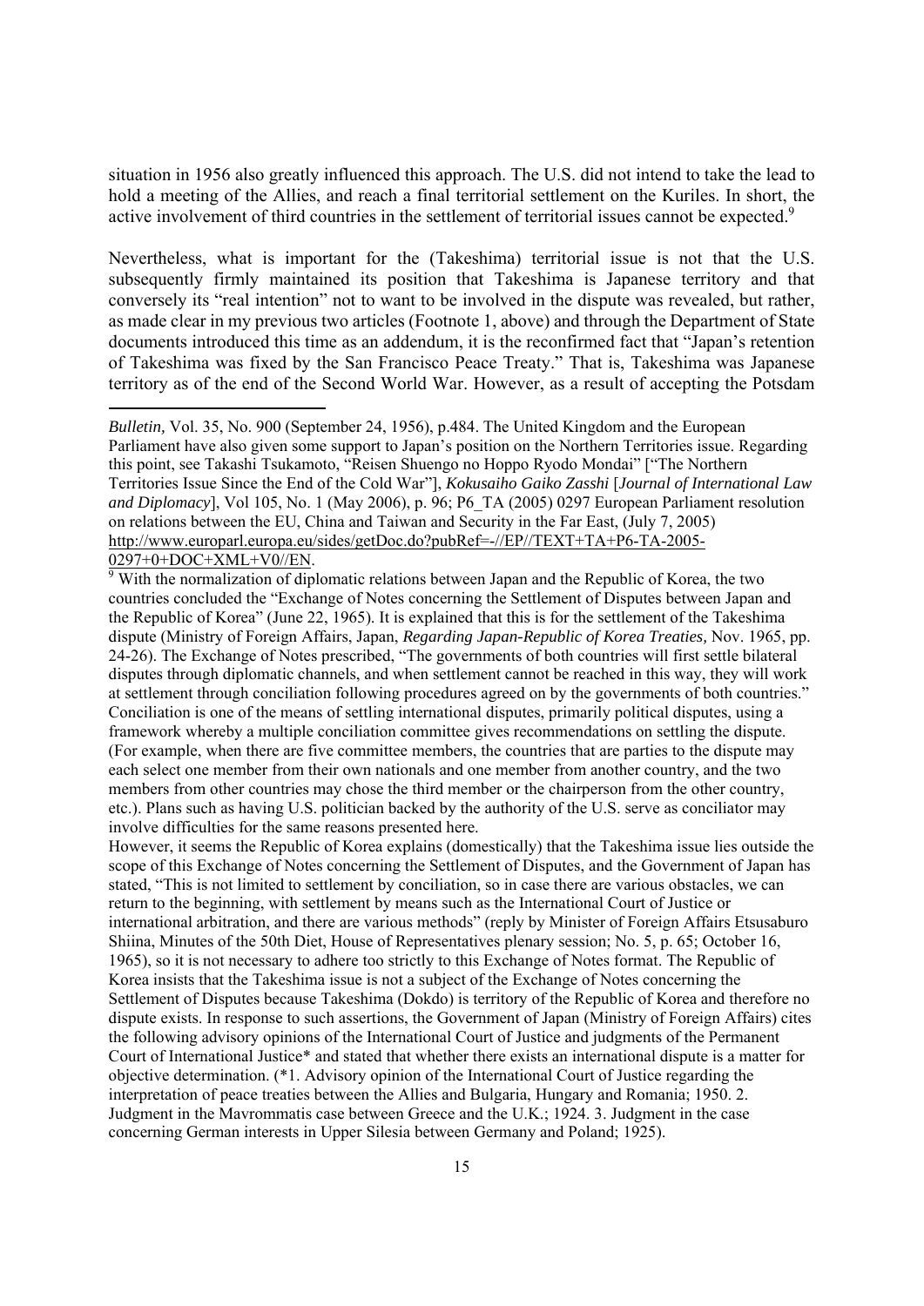situation in 1956 also greatly influenced this approach. The U.S. did not intend to take the lead to hold a meeting of the Allies, and reach a final territorial settlement on the Kuriles. In short, the active involvement of third countries in the settlement of territorial issues cannot be expected.[9]

Nevertheless, what is important for the (Takeshima) territorial issue is not that the U.S. subsequently firmly maintained its position that Takeshima is Japanese territory and that conversely its "real intention" not to want to be involved in the dispute was revealed, but rather, as made clear in my previous two articles (Footnote 1, above) and through the Department of State documents introduced this time as an addendum, it is the reconfirmed fact that "Japan's retention of Takeshima was fixed by the San Francisco Peace Treaty." That is, Takeshima was Japanese territory as of the end of the Second World War. However, as a result of accepting the Potsdam

---

*Bulletin,* Vol. 35, No. 900 (September 24, 1956), p.484. The United Kingdom and the European Parliament have also given some support to Japan's position on the Northern Territories issue. Regarding this point, see Takashi Tsukamoto, "Reisen Shuengo no Hoppo Ryodo Mondai" ["The Northern Territories Issue Since the End of the Cold War"], *Kokusaiho Gaiko Zasshi* [*Journal of International Law and Diplomacy*], Vol 105, No. 1 (May 2006), p. 96; P6_TA (2005) 0297 European Parliament resolution on relations between the EU, China and Taiwan and Security in the Far East, (July 7, 2005) http://www.europarl.europa.eu/sides/getDoc.do?pubRef=-//EP//TEXT+TA+P6-TA-2005-0297+0+DOC+XML+V0//EN.

[9] With the normalization of diplomatic relations between Japan and the Republic of Korea, the two countries concluded the "Exchange of Notes concerning the Settlement of Disputes between Japan and the Republic of Korea" (June 22, 1965). It is explained that this is for the settlement of the Takeshima dispute (Ministry of Foreign Affairs, Japan, *Regarding Japan-Republic of Korea Treaties,* Nov. 1965, pp. 24-26). The Exchange of Notes prescribed, "The governments of both countries will first settle bilateral disputes through diplomatic channels, and when settlement cannot be reached in this way, they will work at settlement through conciliation following procedures agreed on by the governments of both countries." Conciliation is one of the means of settling international disputes, primarily political disputes, using a framework whereby a multiple conciliation committee gives recommendations on settling the dispute. (For example, when there are five committee members, the countries that are parties to the dispute may each select one member from their own nationals and one member from another country, and the two members from other countries may chose the third member or the chairperson from the other country, etc.). Plans such as having U.S. politician backed by the authority of the U.S. serve as conciliator may involve difficulties for the same reasons presented here.

However, it seems the Republic of Korea explains (domestically) that the Takeshima issue lies outside the scope of this Exchange of Notes concerning the Settlement of Disputes, and the Government of Japan has stated, "This is not limited to settlement by conciliation, so in case there are various obstacles, we can return to the beginning, with settlement by means such as the International Court of Justice or international arbitration, and there are various methods" (reply by Minister of Foreign Affairs Etsusaburo Shiina, Minutes of the 50th Diet, House of Representatives plenary session; No. 5, p. 65; October 16, 1965), so it is not necessary to adhere too strictly to this Exchange of Notes format. The Republic of Korea insists that the Takeshima issue is not a subject of the Exchange of Notes concerning the Settlement of Disputes because Takeshima (Dokdo) is territory of the Republic of Korea and therefore no dispute exists. In response to such assertions, the Government of Japan (Ministry of Foreign Affairs) cites the following advisory opinions of the International Court of Justice and judgments of the Permanent Court of International Justice* and stated that whether there exists an international dispute is a matter for objective determination. (*1. Advisory opinion of the International Court of Justice regarding the interpretation of peace treaties between the Allies and Bulgaria, Hungary and Romania; 1950. 2. Judgment in the Mavrommatis case between Greece and the U.K.; 1924. 3. Judgment in the case concerning German interests in Upper Silesia between Germany and Poland; 1925).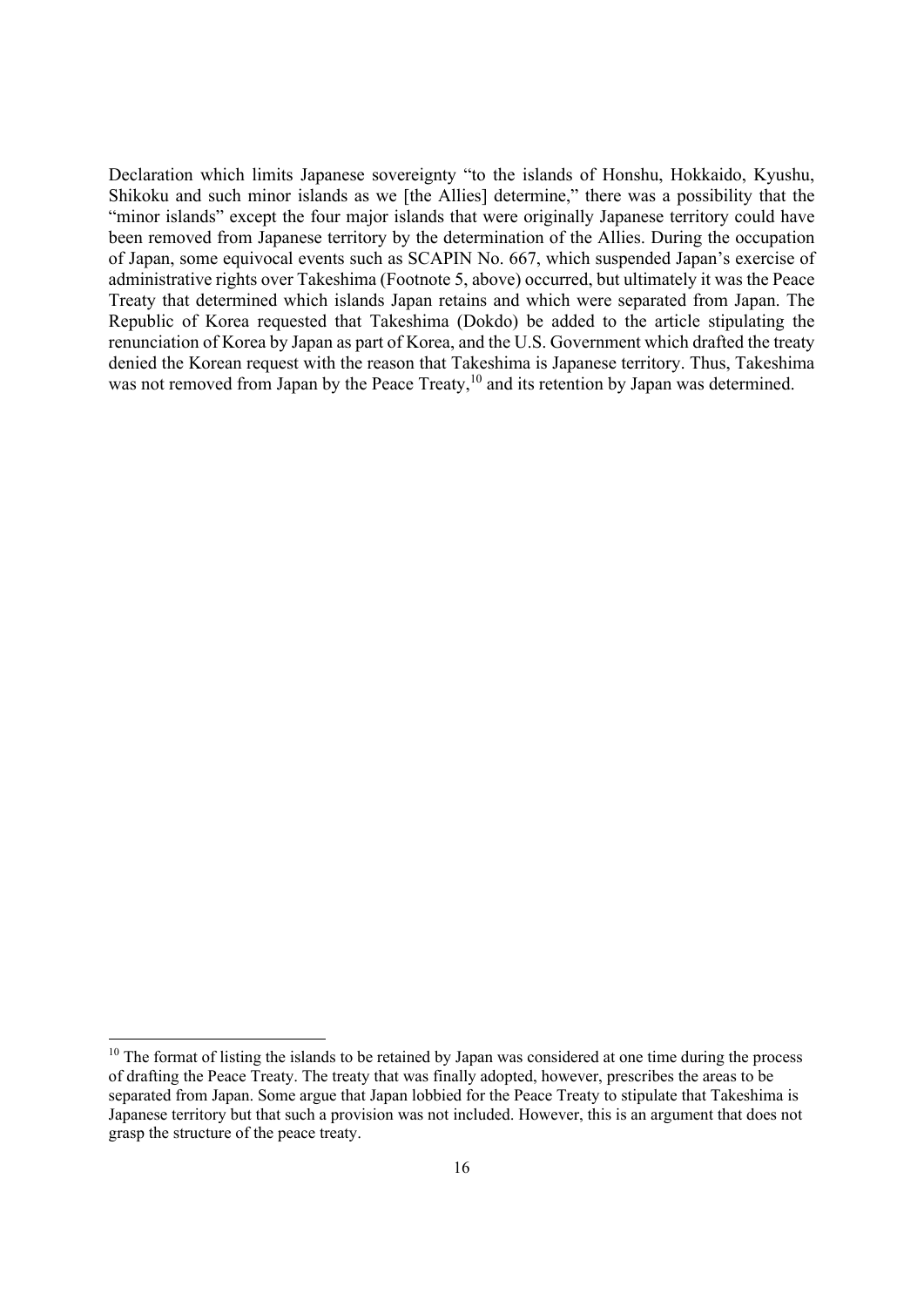Declaration which limits Japanese sovereignty "to the islands of Honshu, Hokkaido, Kyushu, Shikoku and such minor islands as we [the Allies] determine," there was a possibility that the "minor islands" except the four major islands that were originally Japanese territory could have been removed from Japanese territory by the determination of the Allies. During the occupation of Japan, some equivocal events such as SCAPIN No. 667, which suspended Japan's exercise of administrative rights over Takeshima (Footnote 5, above) occurred, but ultimately it was the Peace Treaty that determined which islands Japan retains and which were separated from Japan. The Republic of Korea requested that Takeshima (Dokdo) be added to the article stipulating the renunciation of Korea by Japan as part of Korea, and the U.S. Government which drafted the treaty denied the Korean request with the reason that Takeshima is Japanese territory. Thus, Takeshima was not removed from Japan by the Peace Treaty,[10] and its retention by Japan was determined.

---

[10] The format of listing the islands to be retained by Japan was considered at one time during the process of drafting the Peace Treaty. The treaty that was finally adopted, however, prescribes the areas to be separated from Japan. Some argue that Japan lobbied for the Peace Treaty to stipulate that Takeshima is Japanese territory but that such a provision was not included. However, this is an argument that does not grasp the structure of the peace treaty.